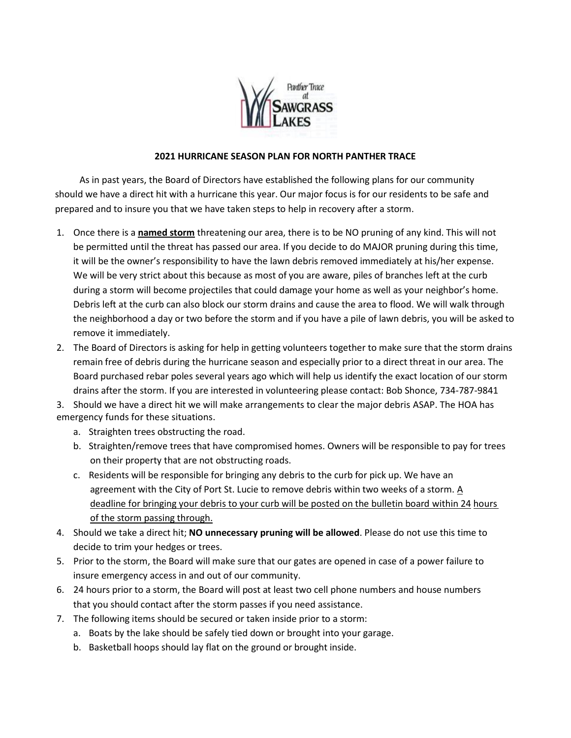Panther Trace at SAWGRASS LAKES

## 2021 HURRICANE SEASON PLAN FOR NORTH PANTHER TRACE

As in past years, the Board of Directors have established the following plans for our community should we have a direct hit with a hurricane this year. Our major focus is for our residents to be safe and prepared and to insure you that we have taken steps to help in recovery after a storm.

1. Once there is a **named storm** threatening our area, there is to be NO pruning of any kind. This will not be permitted until the threat has passed our area. If you decide to do MAJOR pruning during this time, it will be the owner's responsibility to have the lawn debris removed immediately at his/her expense. We will be very strict about this because as most of you are aware, piles of branches left at the curb during a storm will become projectiles that could damage your home as well as your neighbor's home. Debris left at the curb can also block our storm drains and cause the area to flood. We will walk through the neighborhood a day or two before the storm and if you have a pile of lawn debris, you will be asked to remove it immediately.
2. The Board of Directors is asking for help in getting volunteers together to make sure that the storm drains remain free of debris during the hurricane season and especially prior to a direct threat in our area. The Board purchased rebar poles several years ago which will help us identify the exact location of our storm drains after the storm. If you are interested in volunteering please contact: Bob Shonce, 734-787-9841
3. Should we have a direct hit we will make arrangements to clear the major debris ASAP. The HOA has emergency funds for these situations.
   a. Straighten trees obstructing the road.
   b. Straighten/remove trees that have compromised homes. Owners will be responsible to pay for trees on their property that are not obstructing roads.
   c. Residents will be responsible for bringing any debris to the curb for pick up. We have an agreement with the City of Port St. Lucie to remove debris within two weeks of a storm. <u>A deadline for bringing your debris to your curb will be posted on the bulletin board within 24 hours of the storm passing through.</u>
4. Should we take a direct hit; **NO unnecessary pruning will be allowed**. Please do not use this time to decide to trim your hedges or trees.
5. Prior to the storm, the Board will make sure that our gates are opened in case of a power failure to insure emergency access in and out of our community.
6. 24 hours prior to a storm, the Board will post at least two cell phone numbers and house numbers that you should contact after the storm passes if you need assistance.
7. The following items should be secured or taken inside prior to a storm:
   a. Boats by the lake should be safely tied down or brought into your garage.
   b. Basketball hoops should lay flat on the ground or brought inside.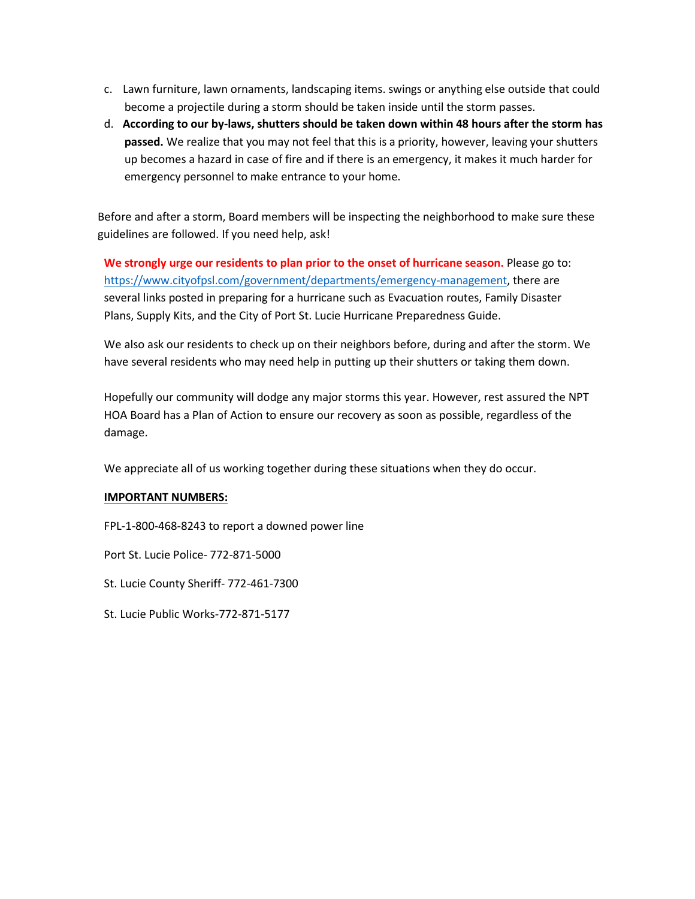c. Lawn furniture, lawn ornaments, landscaping items. swings or anything else outside that could become a projectile during a storm should be taken inside until the storm passes.

d. **According to our by-laws, shutters should be taken down within 48 hours after the storm has passed.** We realize that you may not feel that this is a priority, however, leaving your shutters up becomes a hazard in case of fire and if there is an emergency, it makes it much harder for emergency personnel to make entrance to your home.

Before and after a storm, Board members will be inspecting the neighborhood to make sure these guidelines are followed. If you need help, ask!

**We strongly urge our residents to plan prior to the onset of hurricane season.** Please go to: [https://www.cityofpsl.com/government/departments/emergency-management](https://www.cityofpsl.com/government/departments/emergency-management), there are several links posted in preparing for a hurricane such as Evacuation routes, Family Disaster Plans, Supply Kits, and the City of Port St. Lucie Hurricane Preparedness Guide.

We also ask our residents to check up on their neighbors before, during and after the storm. We have several residents who may need help in putting up their shutters or taking them down.

Hopefully our community will dodge any major storms this year. However, rest assured the NPT HOA Board has a Plan of Action to ensure our recovery as soon as possible, regardless of the damage.

We appreciate all of us working together during these situations when they do occur.

**IMPORTANT NUMBERS:**

FPL-1-800-468-8243 to report a downed power line

Port St. Lucie Police- 772-871-5000

St. Lucie County Sheriff- 772-461-7300

St. Lucie Public Works-772-871-5177